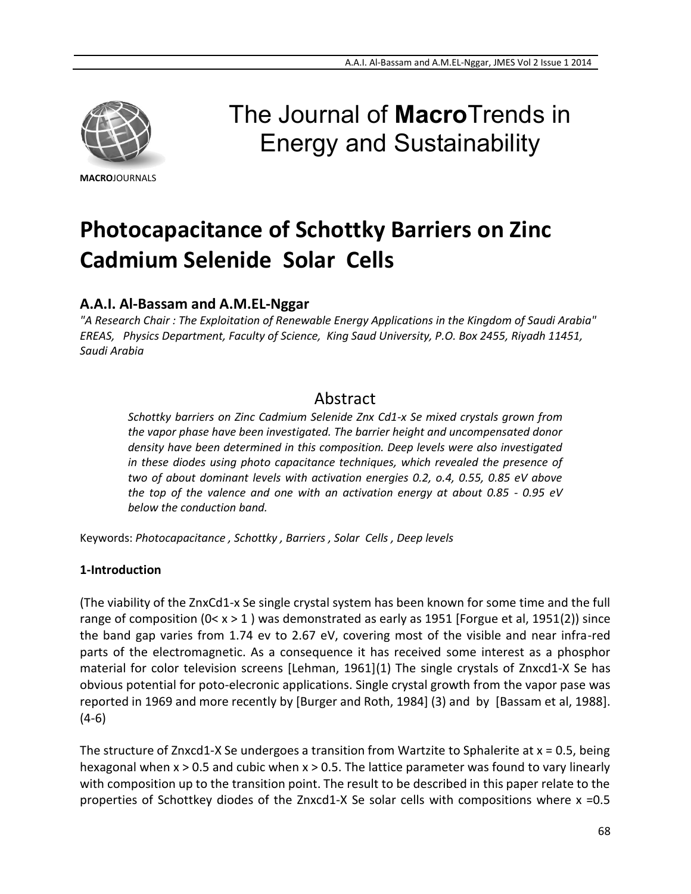# The Journal of **Macro**Trends in Energy and Sustainability

**MACRO**JOURNALS

# Photocapacitance of Schottky Barriers on Zinc Cadmium Selenide Solar Cells

## A.A.I. Al-Bassam and A.M.EL-Nggar

*"A Research Chair : The Exploitation of Renewable Energy Applications in the Kingdom of Saudi Arabia" EREAS, Physics Department, Faculty of Science, King Saud University, P.O. Box 2455, Riyadh 11451, Saudi Arabia*

## Abstract

*Schottky barriers on Zinc Cadmium Selenide $Zn_x Cd_{1-x} Se$ mixed crystals grown from the vapor phase have been investigated. The barrier height and uncompensated donor density have been determined in this composition. Deep levels were also investigated in these diodes using photo capacitance techniques, which revealed the presence of two of about dominant levels with activation energies 0.2, o.4, 0.55, 0.85 eV above the top of the valence and one with an activation energy at about 0.85 - 0.95 eV below the conduction band.*

Keywords: *Photocapacitance , Schottky , Barriers , Solar Cells , Deep levels*

**1-Introduction**

(The viability of the $Zn_xCd_{1-x}Se$ single crystal system has been known for some time and the full range of composition ($0< x > 1$ ) was demonstrated as early as 1951 [Forgue et al, 1951(2)) since the band gap varies from 1.74 ev to 2.67 eV, covering most of the visible and near infra-red parts of the electromagnetic. As a consequence it has received some interest as a phosphor material for color television screens [Lehman, 1961](1) The single crystals of $Znxcd_{1-X}Se$ has obvious potential for poto-elecronic applications. Single crystal growth from the vapor pase was reported in 1969 and more recently by [Burger and Roth, 1984] (3) and by [Bassam et al, 1988]. (4-6)

The structure of $Znxcd_{1-X}Se$ undergoes a transition from Wartzite to Sphalerite at $x = 0.5$, being hexagonal when $x > 0.5$ and cubic when $x > 0.5$. The lattice parameter was found to vary linearly with composition up to the transition point. The result to be described in this paper relate to the properties of Schottkey diodes of the $Znxcd_{1-X}Se$ solar cells with compositions where $x = 0.5$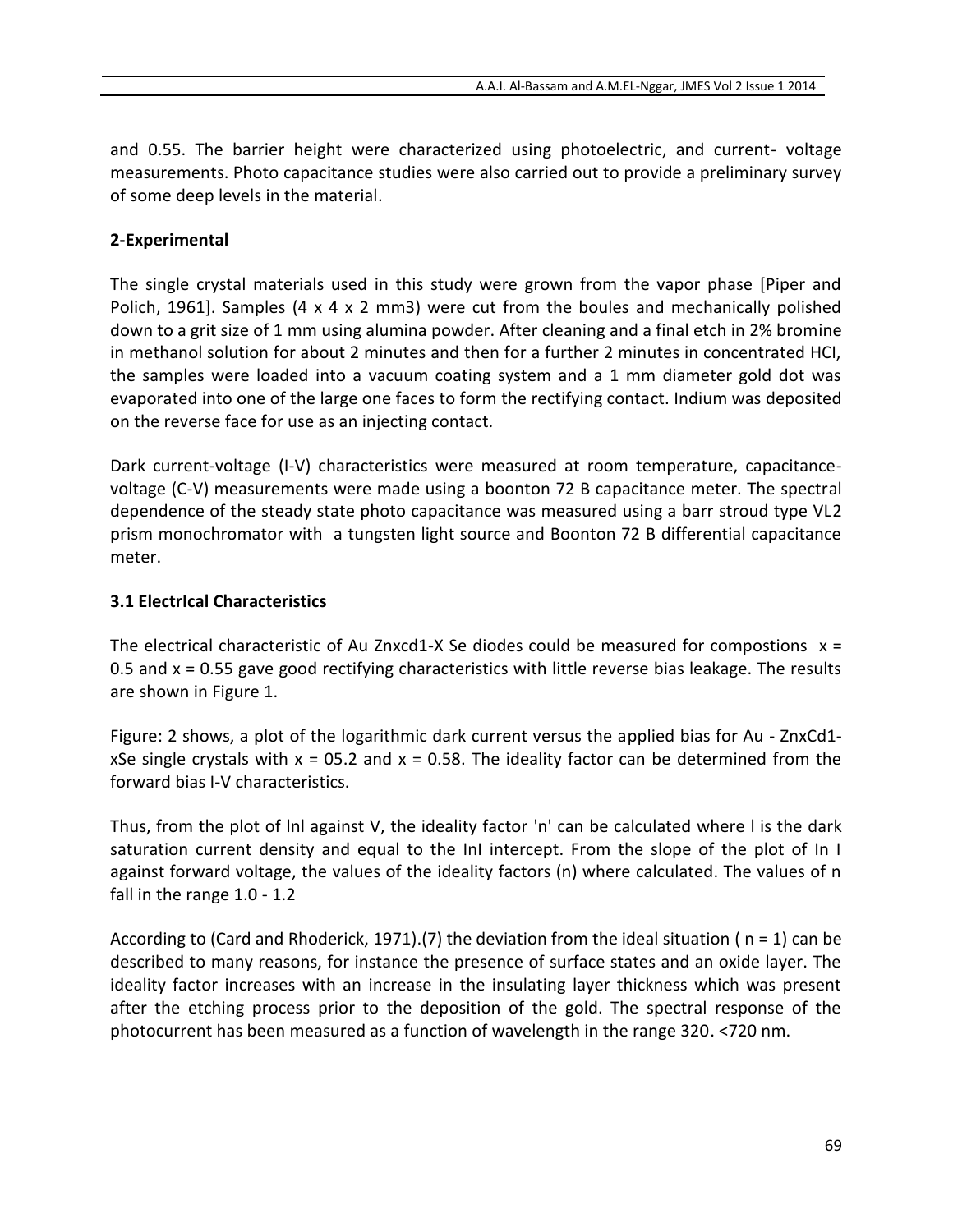and 0.55. The barrier height were characterized using photoelectric, and current- voltage measurements. Photo capacitance studies were also carried out to provide a preliminary survey of some deep levels in the material.

**2-Experimental**

The single crystal materials used in this study were grown from the vapor phase [Piper and Polich, 1961]. Samples (4 x 4 x 2 mm3) were cut from the boules and mechanically polished down to a grit size of 1 mm using alumina powder. After cleaning and a final etch in 2% bromine in methanol solution for about 2 minutes and then for a further 2 minutes in concentrated HCl, the samples were loaded into a vacuum coating system and a 1 mm diameter gold dot was evaporated into one of the large one faces to form the rectifying contact. Indium was deposited on the reverse face for use as an injecting contact.

Dark current-voltage (I-V) characteristics were measured at room temperature, capacitance-voltage (C-V) measurements were made using a boonton 72 B capacitance meter. The spectral dependence of the steady state photo capacitance was measured using a barr stroud type VL2 prism monochromator with a tungsten light source and Boonton 72 B differential capacitance meter.

**3.1 ElectrIcal Characteristics**

The electrical characteristic of Au Znxcd1-X Se diodes could be measured for compostions x = 0.5 and x = 0.55 gave good rectifying characteristics with little reverse bias leakage. The results are shown in Figure 1.

Figure: 2 shows, a plot of the logarithmic dark current versus the applied bias for Au - ZnxCd1-xSe single crystals with x = 05.2 and x = 0.58. The ideality factor can be determined from the forward bias I-V characteristics.

Thus, from the plot of lnl against V, the ideality factor 'n' can be calculated where l is the dark saturation current density and equal to the InI intercept. From the slope of the plot of In I against forward voltage, the values of the ideality factors (n) where calculated. The values of n fall in the range 1.0 - 1.2

According to (Card and Rhoderick, 1971).(7) the deviation from the ideal situation ( n = 1) can be described to many reasons, for instance the presence of surface states and an oxide layer. The ideality factor increases with an increase in the insulating layer thickness which was present after the etching process prior to the deposition of the gold. The spectral response of the photocurrent has been measured as a function of wavelength in the range 320. <720 nm.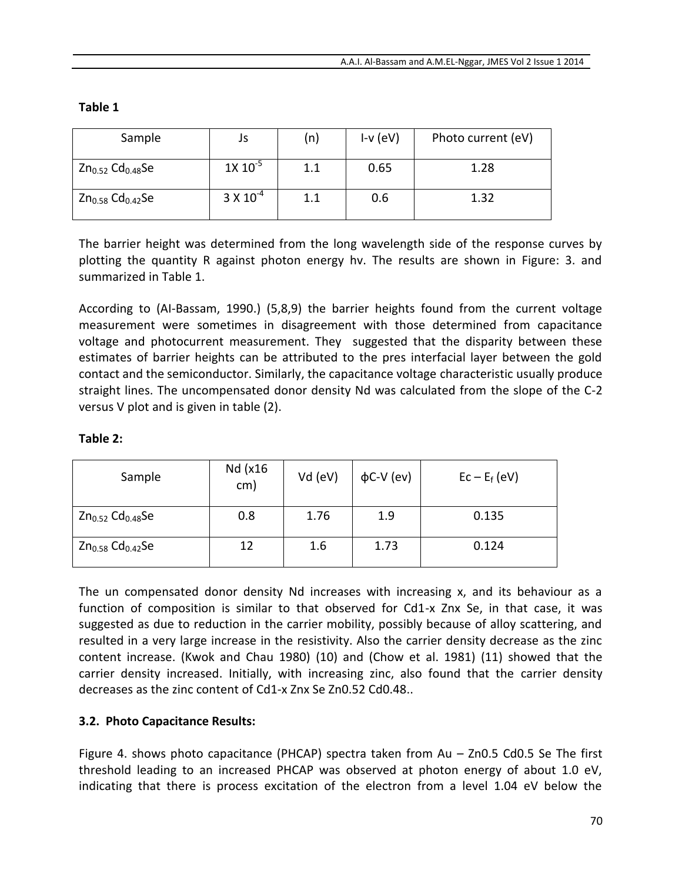**Table 1**

| Sample | Js | (n) | I-v (eV) | Photo current (eV) |
|---|---|---|---|---|
| $Zn_{0.52}$ $Cd_{0.48}Se$ | $1X\ 10^{-5}$ | 1.1 | 0.65 | 1.28 |
| $Zn_{0.58}$ $Cd_{0.42}Se$ | $3\ X\ 10^{-4}$ | 1.1 | 0.6 | 1.32 |

The barrier height was determined from the long wavelength side of the response curves by plotting the quantity R against photon energy hv. The results are shown in Figure: 3. and summarized in Table 1.

According to (Al-Bassam, 1990.) (5,8,9) the barrier heights found from the current voltage measurement were sometimes in disagreement with those determined from capacitance voltage and photocurrent measurement. They suggested that the disparity between these estimates of barrier heights can be attributed to the pres interfacial layer between the gold contact and the semiconductor. Similarly, the capacitance voltage characteristic usually produce straight lines. The uncompensated donor density Nd was calculated from the slope of the C-2 versus V plot and is given in table (2).

**Table 2:**

| Sample | Nd (x16 cm) | Vd (eV) | ϕC-V (ev) | $Ec - E_f$ (eV) |
|---|---|---|---|---|
| $Zn_{0.52}$ $Cd_{0.48}Se$ | 0.8 | 1.76 | 1.9 | 0.135 |
| $Zn_{0.58}$ $Cd_{0.42}Se$ | 12 | 1.6 | 1.73 | 0.124 |

The un compensated donor density Nd increases with increasing x, and its behaviour as a function of composition is similar to that observed for Cd1-x Znx Se, in that case, it was suggested as due to reduction in the carrier mobility, possibly because of alloy scattering, and resulted in a very large increase in the resistivity. Also the carrier density decrease as the zinc content increase. (Kwok and Chau 1980) (10) and (Chow et al. 1981) (11) showed that the carrier density increased. Initially, with increasing zinc, also found that the carrier density decreases as the zinc content of Cd1-x Znx Se Zn0.52 Cd0.48..

### 3.2. Photo Capacitance Results:

Figure 4. shows photo capacitance (PHCAP) spectra taken from Au – Zn0.5 Cd0.5 Se The first threshold leading to an increased PHCAP was observed at photon energy of about 1.0 eV, indicating that there is process excitation of the electron from a level 1.04 eV below the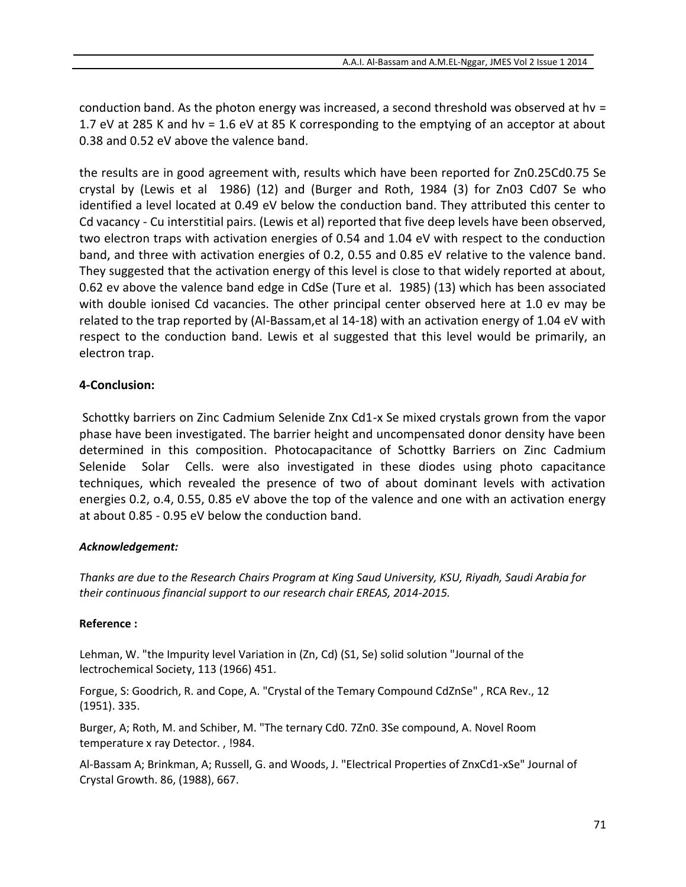conduction band. As the photon energy was increased, a second threshold was observed at hv = 1.7 eV at 285 K and hv = 1.6 eV at 85 K corresponding to the emptying of an acceptor at about 0.38 and 0.52 eV above the valence band.

the results are in good agreement with, results which have been reported for $Zn_{0.25}Cd_{0.75}Se$ crystal by (Lewis et al 1986) (12) and (Burger and Roth, 1984 (3) for Zn03 Cd07 Se who identified a level located at 0.49 eV below the conduction band. They attributed this center to Cd vacancy - Cu interstitial pairs. (Lewis et al) reported that five deep levels have been observed, two electron traps with activation energies of 0.54 and 1.04 eV with respect to the conduction band, and three with activation energies of 0.2, 0.55 and 0.85 eV relative to the valence band. They suggested that the activation energy of this level is close to that widely reported at about, 0.62 ev above the valence band edge in CdSe (Ture et al. 1985) (13) which has been associated with double ionised Cd vacancies. The other principal center observed here at 1.0 ev may be related to the trap reported by (Al-Bassam,et al 14-18) with an activation energy of 1.04 eV with respect to the conduction band. Lewis et al suggested that this level would be primarily, an electron trap.

## 4-Conclusion:

Schottky barriers on Zinc Cadmium Selenide $Zn_xCd_{1-x}Se$ mixed crystals grown from the vapor phase have been investigated. The barrier height and uncompensated donor density have been determined in this composition. Photocapacitance of Schottky Barriers on Zinc Cadmium Selenide Solar Cells. were also investigated in these diodes using photo capacitance techniques, which revealed the presence of two of about dominant levels with activation energies 0.2, o.4, 0.55, 0.85 eV above the top of the valence and one with an activation energy at about 0.85 - 0.95 eV below the conduction band.

### *Acknowledgement:*

*Thanks are due to the Research Chairs Program at King Saud University, KSU, Riyadh, Saudi Arabia for their continuous financial support to our research chair EREAS, 2014-2015.*

### Reference :

Lehman, W. "the Impurity level Variation in (Zn, Cd) (S1, Se) solid solution "Journal of the lectrochemical Society, 113 (1966) 451.

Forgue, S: Goodrich, R. and Cope, A. "Crystal of the Temary Compound CdZnSe" , RCA Rev., 12 (1951). 335.

Burger, A; Roth, M. and Schiber, M. "The ternary Cd0. 7Zn0. 3Se compound, A. Novel Room temperature x ray Detector. , !984.

Al-Bassam A; Brinkman, A; Russell, G. and Woods, J. "Electrical Properties of ZnxCd1-xSe" Journal of Crystal Growth. 86, (1988), 667.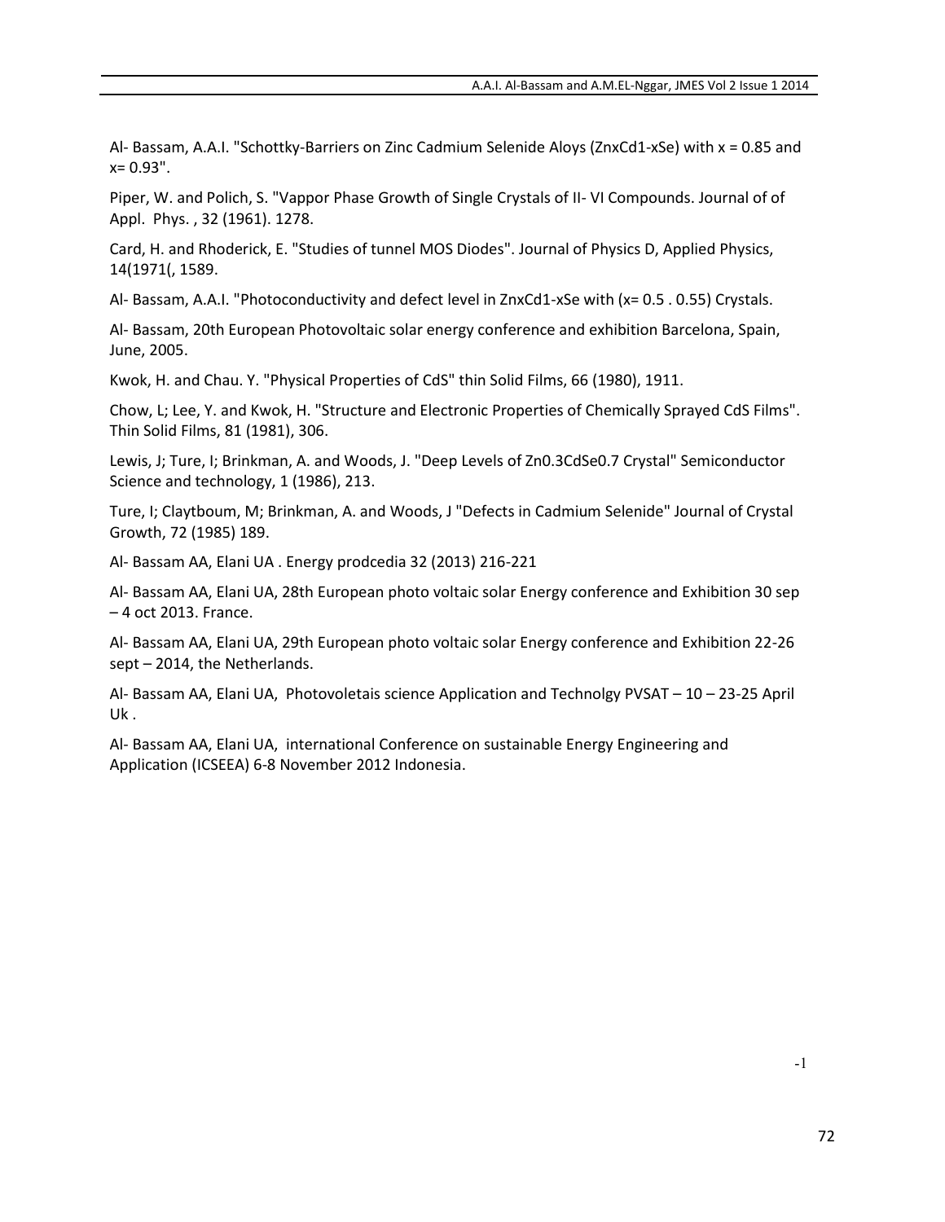Al- Bassam, A.A.I. "Schottky-Barriers on Zinc Cadmium Selenide Aloys ($Zn_xCd_{1-x}Se$) with x = 0.85 and x= 0.93".

Piper, W. and Polich, S. "Vappor Phase Growth of Single Crystals of II- VI Compounds. Journal of of Appl. Phys. , 32 (1961). 1278.

Card, H. and Rhoderick, E. "Studies of tunnel MOS Diodes". Journal of Physics D, Applied Physics, 14(1971(, 1589.

Al- Bassam, A.A.I. "Photoconductivity and defect level in $Zn_xCd_{1-x}Se$ with (x= 0.5 . 0.55) Crystals.

Al- Bassam, 20th European Photovoltaic solar energy conference and exhibition Barcelona, Spain, June, 2005.

Kwok, H. and Chau. Y. "Physical Properties of CdS" thin Solid Films, 66 (1980), 1911.

Chow, L; Lee, Y. and Kwok, H. "Structure and Electronic Properties of Chemically Sprayed CdS Films". Thin Solid Films, 81 (1981), 306.

Lewis, J; Ture, I; Brinkman, A. and Woods, J. "Deep Levels of $Zn_{0.3}CdSe_{0.7}$ Crystal" Semiconductor Science and technology, 1 (1986), 213.

Ture, I; Claytboum, M; Brinkman, A. and Woods, J "Defects in Cadmium Selenide" Journal of Crystal Growth, 72 (1985) 189.

Al- Bassam AA, Elani UA . Energy prodcedia 32 (2013) 216-221

Al- Bassam AA, Elani UA, 28th European photo voltaic solar Energy conference and Exhibition 30 sep – 4 oct 2013. France.

Al- Bassam AA, Elani UA, 29th European photo voltaic solar Energy conference and Exhibition 22-26 sept – 2014, the Netherlands.

Al- Bassam AA, Elani UA, Photovoletais science Application and Technolgy PVSAT – 10 – 23-25 April Uk .

Al- Bassam AA, Elani UA, international Conference on sustainable Energy Engineering and Application (ICSEEA) 6-8 November 2012 Indonesia.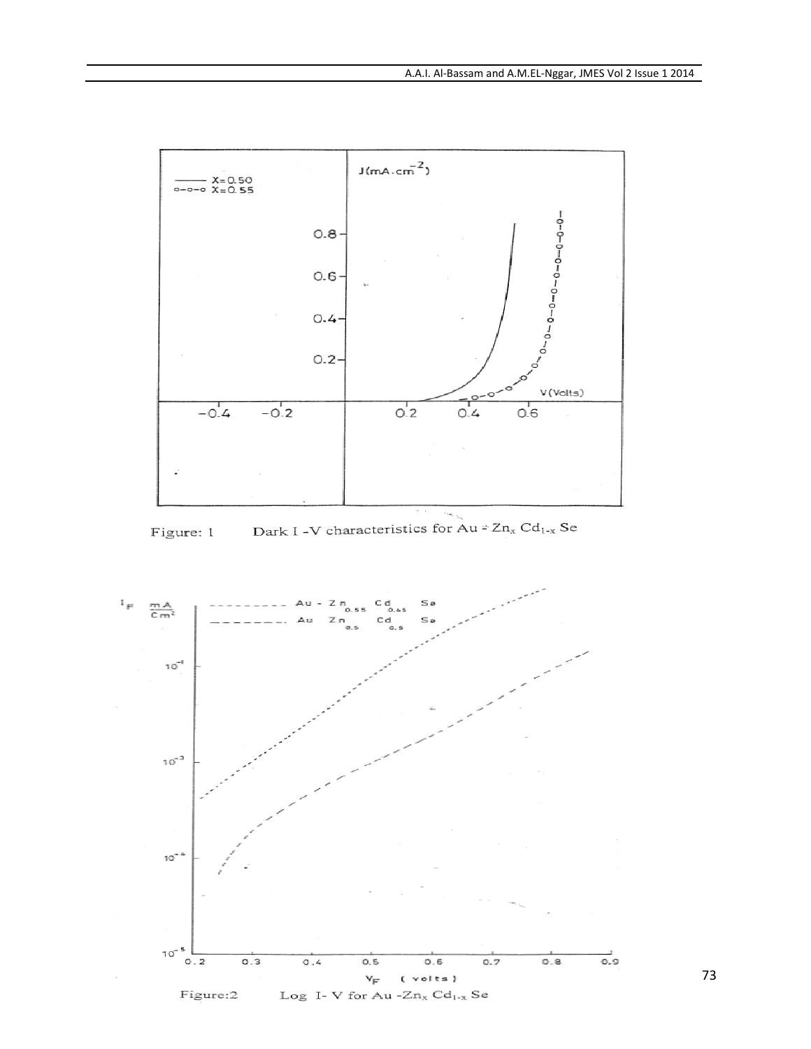Figure: 1 Dark I -V characteristics for Au - $Zn_x Cd_{1-x}$ Se

Figure:2 Log I- V for Au -$Zn_x Cd_{1-x}$ Se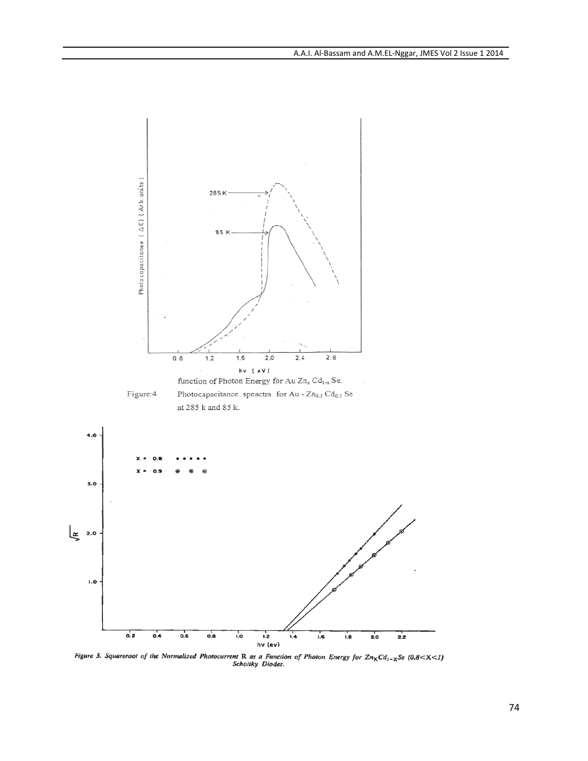285 K

85 K

Photo capacitance ( ΔC ) ( Arb. units )

0.8 1.2 1.6 2.0 2.4 2.8

hν ( eV )

function of Photon Energy for Au $Zn_x Cd_{1-x} Se$.

Figure:4 Photocapacitance speactra for Au - $Zn_{0.5} Cd_{0.5}$ Se at 285 k and 85 k.

X = 0.8

X = 0.9

4.0

3.0

2.0

1.0

$\sqrt{R}$

0.2 0.4 0.6 0.8 1.0 1.2 1.4 1.6 1.8 2.0 2.2

hν (ev)

*Figure 3. Squareroot of the Normalized Photocurrent R as a Function of Photon Energy for $Zn_xCd_{1-x}Se$ (0.8<X<1) Schottky Diodes.*